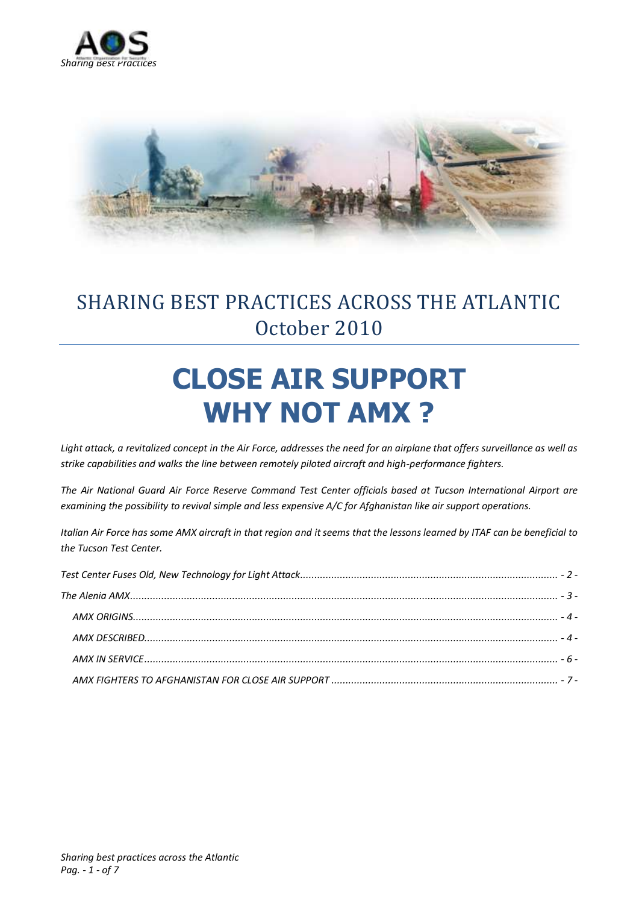SHARING BEST PRACTICES ACROSS THE ATLANTIC
October 2010

# CLOSE AIR SUPPORT WHY NOT AMX ?

*Light attack, a revitalized concept in the Air Force, addresses the need for an airplane that offers surveillance as well as strike capabilities and walks the line between remotely piloted aircraft and high-performance fighters.*

*The Air National Guard Air Force Reserve Command Test Center officials based at Tucson International Airport are examining the possibility to revival simple and less expensive A/C for Afghanistan like air support operations.*

*Italian Air Force has some AMX aircraft in that region and it seems that the lessons learned by ITAF can be beneficial to the Tucson Test Center.*

- *Test Center Fuses Old, New Technology for Light Attack* ........ - 2 -
- *The Alenia AMX* ........ - 3 -
  - *AMX ORIGINS* ........ - 4 -
  - *AMX DESCRIBED* ........ - 4 -
  - *AMX IN SERVICE* ........ - 6 -
  - *AMX FIGHTERS TO AFGHANISTAN FOR CLOSE AIR SUPPORT* ........ - 7 -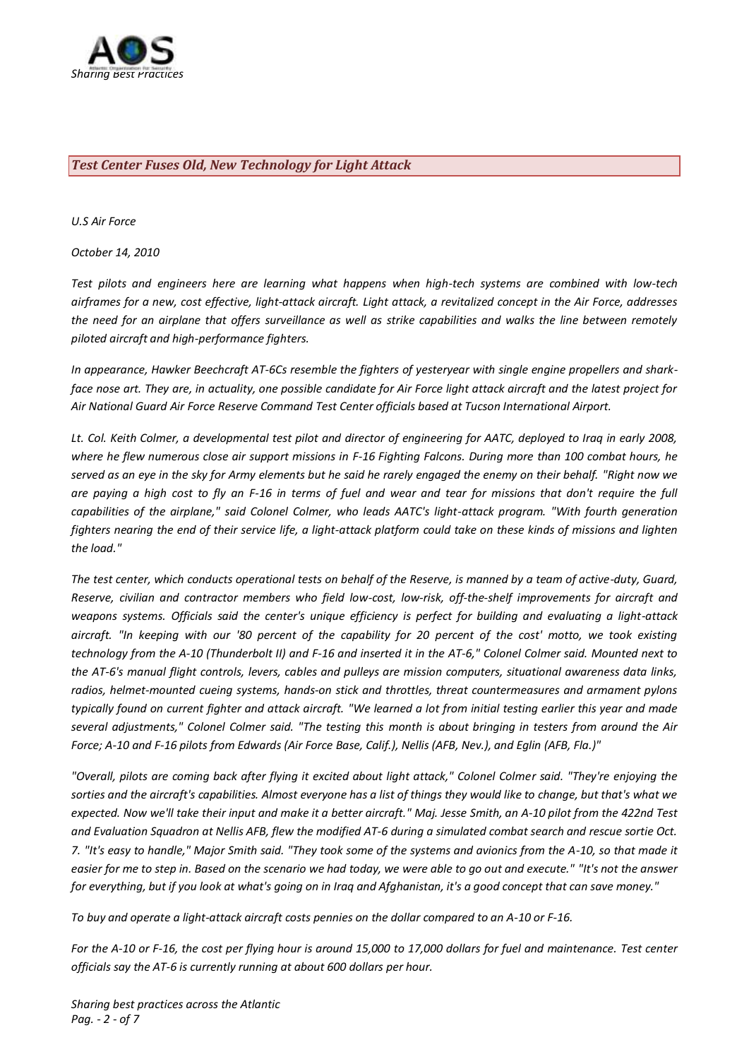## *Test Center Fuses Old, New Technology for Light Attack*

*U.S Air Force*

*October 14, 2010*

*Test pilots and engineers here are learning what happens when high-tech systems are combined with low-tech airframes for a new, cost effective, light-attack aircraft. Light attack, a revitalized concept in the Air Force, addresses the need for an airplane that offers surveillance as well as strike capabilities and walks the line between remotely piloted aircraft and high-performance fighters.*

*In appearance, Hawker Beechcraft AT-6Cs resemble the fighters of yesteryear with single engine propellers and shark-face nose art. They are, in actuality, one possible candidate for Air Force light attack aircraft and the latest project for Air National Guard Air Force Reserve Command Test Center officials based at Tucson International Airport.*

*Lt. Col. Keith Colmer, a developmental test pilot and director of engineering for AATC, deployed to Iraq in early 2008, where he flew numerous close air support missions in F-16 Fighting Falcons. During more than 100 combat hours, he served as an eye in the sky for Army elements but he said he rarely engaged the enemy on their behalf. "Right now we are paying a high cost to fly an F-16 in terms of fuel and wear and tear for missions that don't require the full capabilities of the airplane," said Colonel Colmer, who leads AATC's light-attack program. "With fourth generation fighters nearing the end of their service life, a light-attack platform could take on these kinds of missions and lighten the load."*

*The test center, which conducts operational tests on behalf of the Reserve, is manned by a team of active-duty, Guard, Reserve, civilian and contractor members who field low-cost, low-risk, off-the-shelf improvements for aircraft and weapons systems. Officials said the center's unique efficiency is perfect for building and evaluating a light-attack aircraft. "In keeping with our '80 percent of the capability for 20 percent of the cost' motto, we took existing technology from the A-10 (Thunderbolt II) and F-16 and inserted it in the AT-6," Colonel Colmer said. Mounted next to the AT-6's manual flight controls, levers, cables and pulleys are mission computers, situational awareness data links, radios, helmet-mounted cueing systems, hands-on stick and throttles, threat countermeasures and armament pylons typically found on current fighter and attack aircraft. "We learned a lot from initial testing earlier this year and made several adjustments," Colonel Colmer said. "The testing this month is about bringing in testers from around the Air Force; A-10 and F-16 pilots from Edwards (Air Force Base, Calif.), Nellis (AFB, Nev.), and Eglin (AFB, Fla.)"*

*"Overall, pilots are coming back after flying it excited about light attack," Colonel Colmer said. "They're enjoying the sorties and the aircraft's capabilities. Almost everyone has a list of things they would like to change, but that's what we expected. Now we'll take their input and make it a better aircraft." Maj. Jesse Smith, an A-10 pilot from the 422nd Test and Evaluation Squadron at Nellis AFB, flew the modified AT-6 during a simulated combat search and rescue sortie Oct. 7. "It's easy to handle," Major Smith said. "They took some of the systems and avionics from the A-10, so that made it easier for me to step in. Based on the scenario we had today, we were able to go out and execute." "It's not the answer for everything, but if you look at what's going on in Iraq and Afghanistan, it's a good concept that can save money."*

*To buy and operate a light-attack aircraft costs pennies on the dollar compared to an A-10 or F-16.*

*For the A-10 or F-16, the cost per flying hour is around 15,000 to 17,000 dollars for fuel and maintenance. Test center officials say the AT-6 is currently running at about 600 dollars per hour.*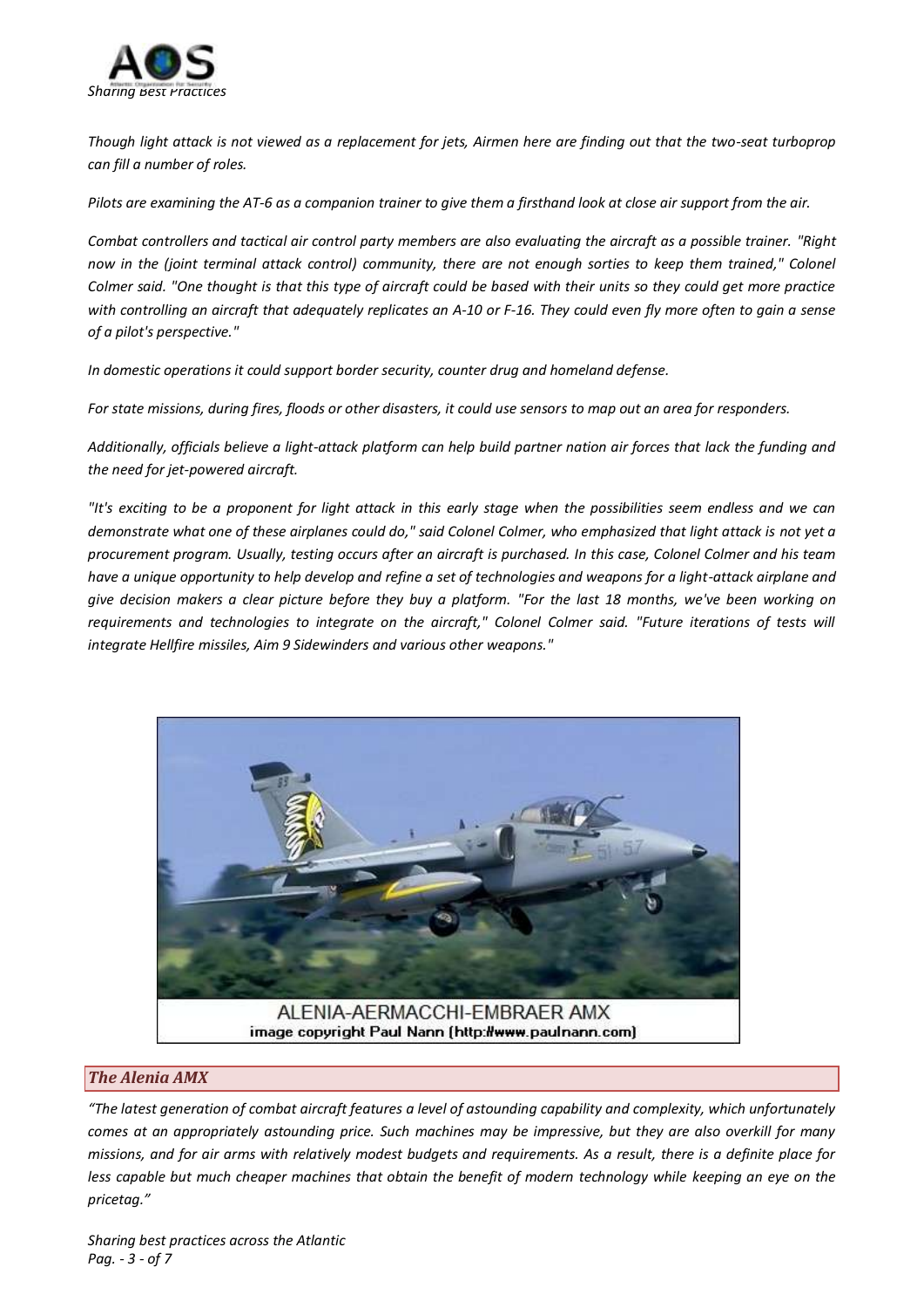*Though light attack is not viewed as a replacement for jets, Airmen here are finding out that the two-seat turboprop can fill a number of roles.*

*Pilots are examining the AT-6 as a companion trainer to give them a firsthand look at close air support from the air.*

*Combat controllers and tactical air control party members are also evaluating the aircraft as a possible trainer. "Right now in the (joint terminal attack control) community, there are not enough sorties to keep them trained," Colonel Colmer said. "One thought is that this type of aircraft could be based with their units so they could get more practice with controlling an aircraft that adequately replicates an A-10 or F-16. They could even fly more often to gain a sense of a pilot's perspective."*

*In domestic operations it could support border security, counter drug and homeland defense.*

*For state missions, during fires, floods or other disasters, it could use sensors to map out an area for responders.*

*Additionally, officials believe a light-attack platform can help build partner nation air forces that lack the funding and the need for jet-powered aircraft.*

*"It's exciting to be a proponent for light attack in this early stage when the possibilities seem endless and we can demonstrate what one of these airplanes could do," said Colonel Colmer, who emphasized that light attack is not yet a procurement program. Usually, testing occurs after an aircraft is purchased. In this case, Colonel Colmer and his team have a unique opportunity to help develop and refine a set of technologies and weapons for a light-attack airplane and give decision makers a clear picture before they buy a platform. "For the last 18 months, we've been working on requirements and technologies to integrate on the aircraft," Colonel Colmer said. "Future iterations of tests will integrate Hellfire missiles, Aim 9 Sidewinders and various other weapons."*

ALENIA-AERMACCHI-EMBRAER AMX
image copyright Paul Nann (http://www.paulnann.com)

## *The Alenia AMX*

*"The latest generation of combat aircraft features a level of astounding capability and complexity, which unfortunately comes at an appropriately astounding price. Such machines may be impressive, but they are also overkill for many missions, and for air arms with relatively modest budgets and requirements. As a result, there is a definite place for less capable but much cheaper machines that obtain the benefit of modern technology while keeping an eye on the pricetag."*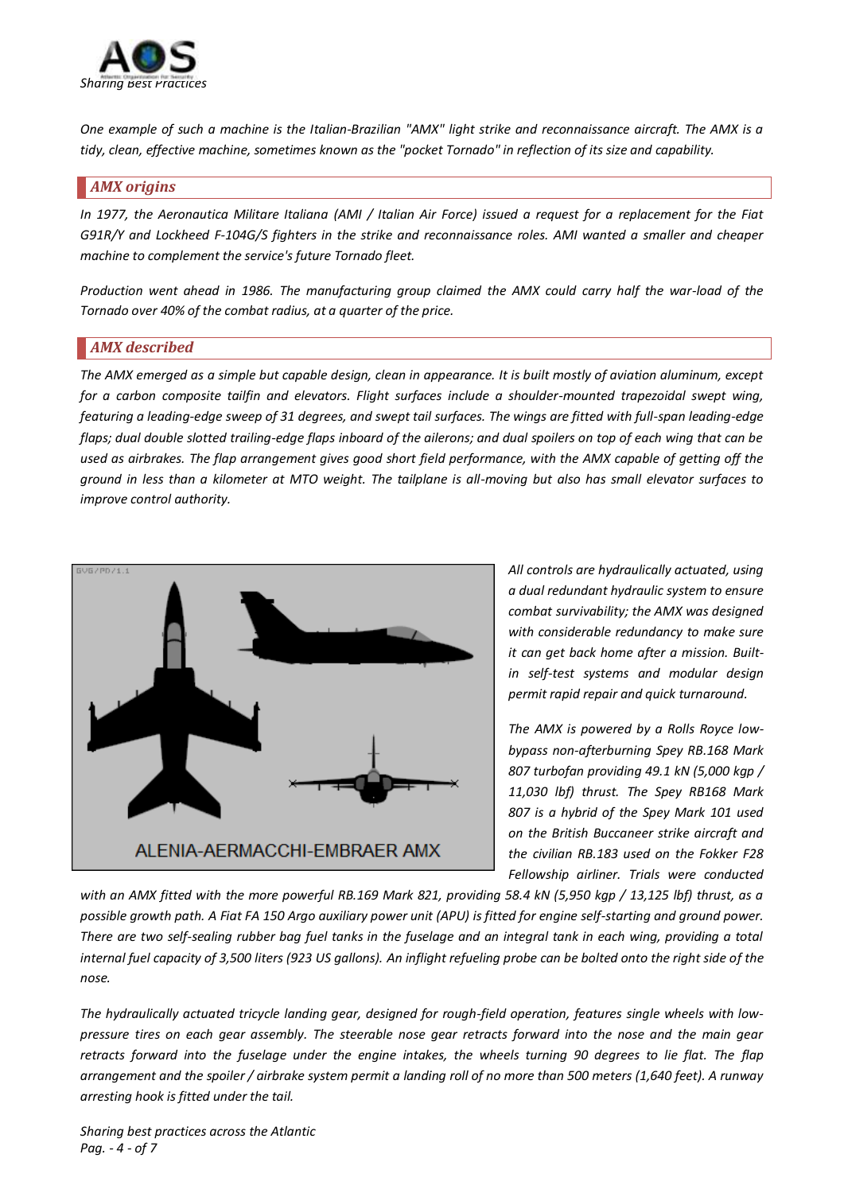*One example of such a machine is the Italian-Brazilian "AMX" light strike and reconnaissance aircraft. The AMX is a tidy, clean, effective machine, sometimes known as the "pocket Tornado" in reflection of its size and capability.*

## AMX origins

*In 1977, the Aeronautica Militare Italiana (AMI / Italian Air Force) issued a request for a replacement for the Fiat G91R/Y and Lockheed F-104G/S fighters in the strike and reconnaissance roles. AMI wanted a smaller and cheaper machine to complement the service's future Tornado fleet.*

*Production went ahead in 1986. The manufacturing group claimed the AMX could carry half the war-load of the Tornado over 40% of the combat radius, at a quarter of the price.*

## AMX described

*The AMX emerged as a simple but capable design, clean in appearance. It is built mostly of aviation aluminum, except for a carbon composite tailfin and elevators. Flight surfaces include a shoulder-mounted trapezoidal swept wing, featuring a leading-edge sweep of 31 degrees, and swept tail surfaces. The wings are fitted with full-span leading-edge flaps; dual double slotted trailing-edge flaps inboard of the ailerons; and dual spoilers on top of each wing that can be used as airbrakes. The flap arrangement gives good short field performance, with the AMX capable of getting off the ground in less than a kilometer at MTO weight. The tailplane is all-moving but also has small elevator surfaces to improve control authority.*

ALENIA-AERMACCHI-EMBRAER AMX

*All controls are hydraulically actuated, using a dual redundant hydraulic system to ensure combat survivability; the AMX was designed with considerable redundancy to make sure it can get back home after a mission. Built-in self-test systems and modular design permit rapid repair and quick turnaround.*

*The AMX is powered by a Rolls Royce low-bypass non-afterburning Spey RB.168 Mark 807 turbofan providing 49.1 kN (5,000 kgp / 11,030 lbf) thrust. The Spey RB168 Mark 807 is a hybrid of the Spey Mark 101 used on the British Buccaneer strike aircraft and the civilian RB.183 used on the Fokker F28 Fellowship airliner. Trials were conducted with an AMX fitted with the more powerful RB.169 Mark 821, providing 58.4 kN (5,950 kgp / 13,125 lbf) thrust, as a possible growth path. A Fiat FA 150 Argo auxiliary power unit (APU) is fitted for engine self-starting and ground power. There are two self-sealing rubber bag fuel tanks in the fuselage and an integral tank in each wing, providing a total internal fuel capacity of 3,500 liters (923 US gallons). An inflight refueling probe can be bolted onto the right side of the nose.*

*The hydraulically actuated tricycle landing gear, designed for rough-field operation, features single wheels with low-pressure tires on each gear assembly. The steerable nose gear retracts forward into the nose and the main gear retracts forward into the fuselage under the engine intakes, the wheels turning 90 degrees to lie flat. The flap arrangement and the spoiler / airbrake system permit a landing roll of no more than 500 meters (1,640 feet). A runway arresting hook is fitted under the tail.*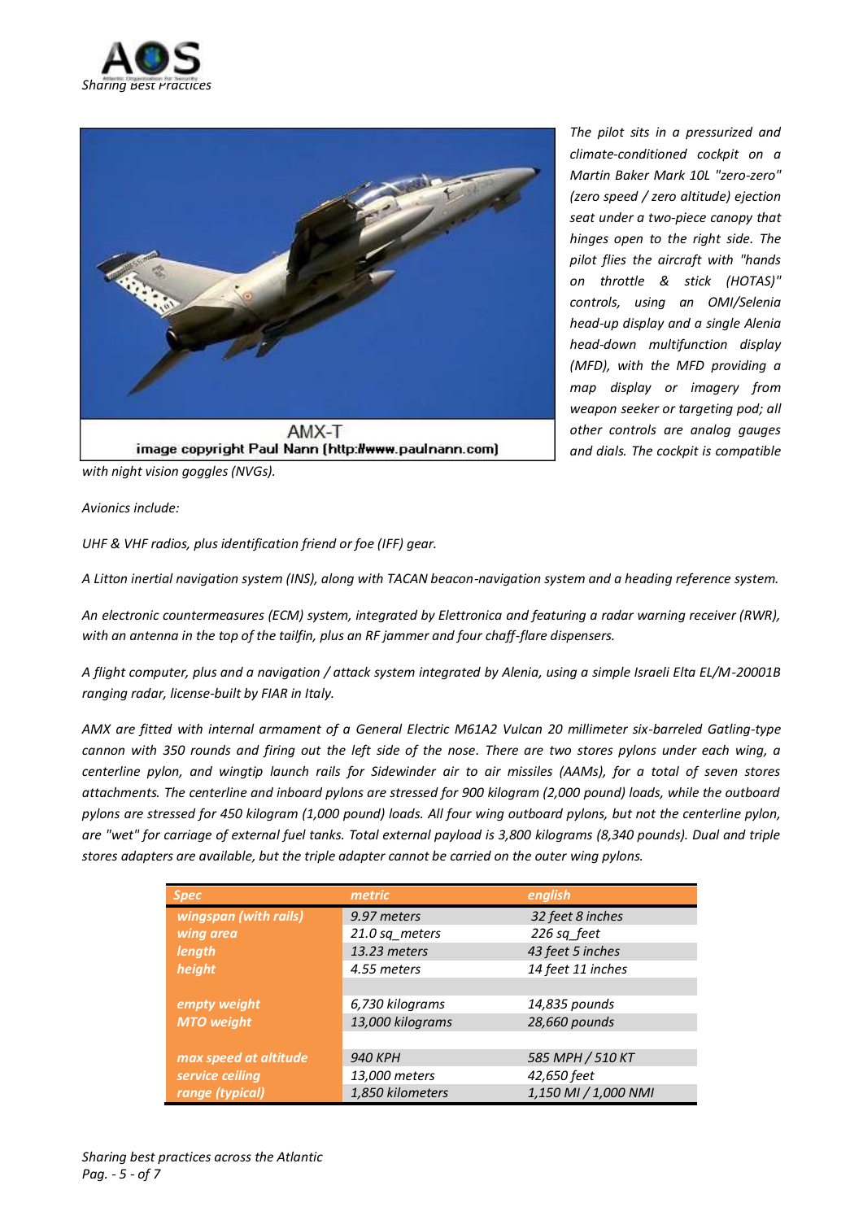AMX-T
image copyright Paul Nann (http://www.paulnann.com)

*The pilot sits in a pressurized and climate-conditioned cockpit on a Martin Baker Mark 10L "zero-zero" (zero speed / zero altitude) ejection seat under a two-piece canopy that hinges open to the right side. The pilot flies the aircraft with "hands on throttle & stick (HOTAS)" controls, using an OMI/Selenia head-up display and a single Alenia head-down multifunction display (MFD), with the MFD providing a map display or imagery from weapon seeker or targeting pod; all other controls are analog gauges and dials. The cockpit is compatible with night vision goggles (NVGs).*

*Avionics include:*

*UHF & VHF radios, plus identification friend or foe (IFF) gear.*

*A Litton inertial navigation system (INS), along with TACAN beacon-navigation system and a heading reference system.*

*An electronic countermeasures (ECM) system, integrated by Elettronica and featuring a radar warning receiver (RWR), with an antenna in the top of the tailfin, plus an RF jammer and four chaff-flare dispensers.*

*A flight computer, plus and a navigation / attack system integrated by Alenia, using a simple Israeli Elta EL/M-20001B ranging radar, license-built by FIAR in Italy.*

*AMX are fitted with internal armament of a General Electric M61A2 Vulcan 20 millimeter six-barreled Gatling-type cannon with 350 rounds and firing out the left side of the nose. There are two stores pylons under each wing, a centerline pylon, and wingtip launch rails for Sidewinder air to air missiles (AAMs), for a total of seven stores attachments. The centerline and inboard pylons are stressed for 900 kilogram (2,000 pound) loads, while the outboard pylons are stressed for 450 kilogram (1,000 pound) loads. All four wing outboard pylons, but not the centerline pylon, are "wet" for carriage of external fuel tanks. Total external payload is 3,800 kilograms (8,340 pounds). Dual and triple stores adapters are available, but the triple adapter cannot be carried on the outer wing pylons.*

| Spec | metric | english |
|---|---|---|
| wingspan (with rails) | 9.97 meters | 32 feet 8 inches |
| wing area | 21.0 sq_meters | 226 sq_feet |
| length | 13.23 meters | 43 feet 5 inches |
| height | 4.55 meters | 14 feet 11 inches |
| | | |
| empty weight | 6,730 kilograms | 14,835 pounds |
| MTO weight | 13,000 kilograms | 28,660 pounds |
| | | |
| max speed at altitude | 940 KPH | 585 MPH / 510 KT |
| service ceiling | 13,000 meters | 42,650 feet |
| range (typical) | 1,850 kilometers | 1,150 MI / 1,000 NMI |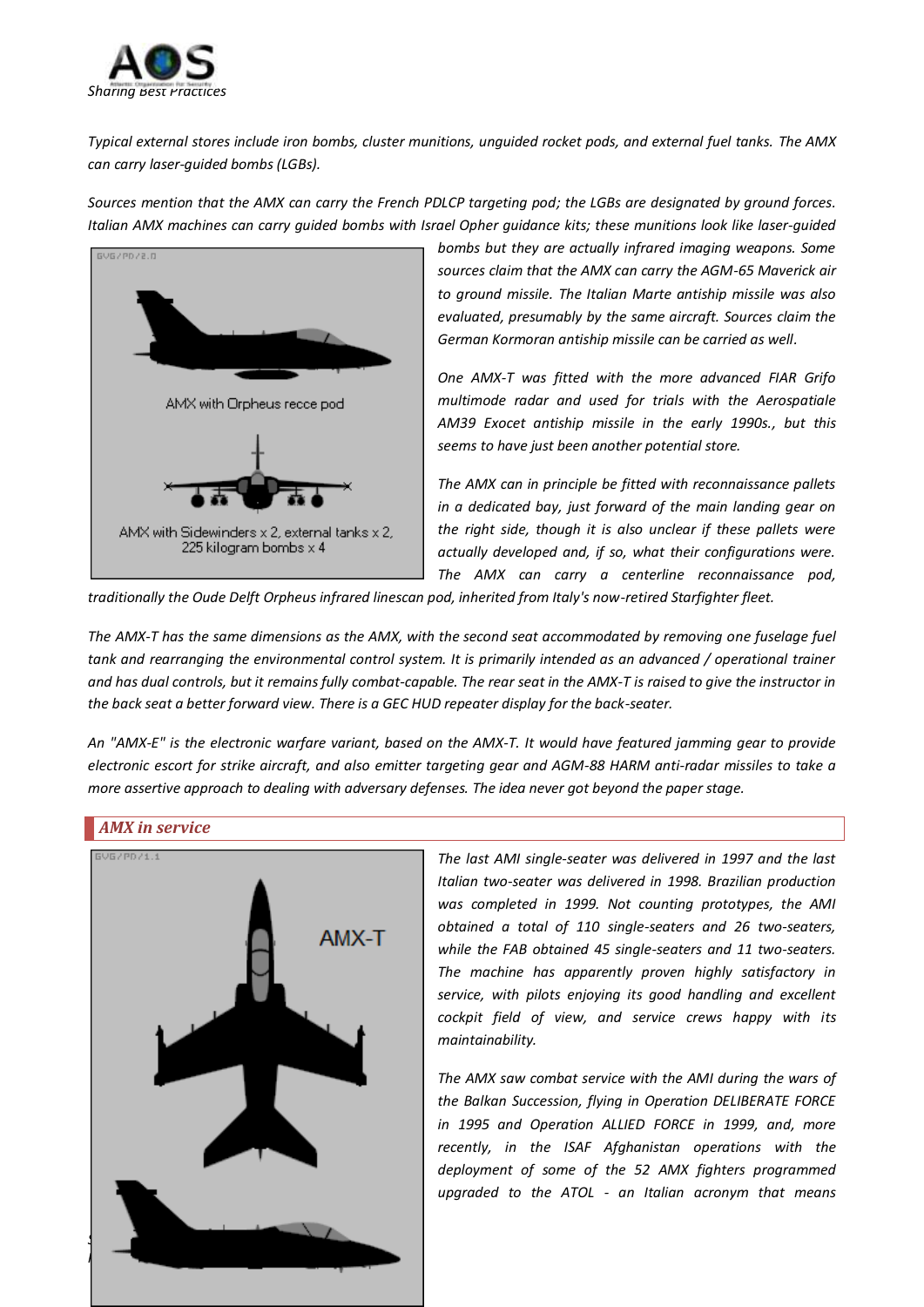*Typical external stores include iron bombs, cluster munitions, unguided rocket pods, and external fuel tanks. The AMX can carry laser-guided bombs (LGBs).*

*Sources mention that the AMX can carry the French PDLCP targeting pod; the LGBs are designated by ground forces. Italian AMX machines can carry guided bombs with Israel Opher guidance kits; these munitions look like laser-guided bombs but they are actually infrared imaging weapons. Some sources claim that the AMX can carry the AGM-65 Maverick air to ground missile. The Italian Marte antiship missile was also evaluated, presumably by the same aircraft. Sources claim the German Kormoran antiship missile can be carried as well.*

AMX with Orpheus recce pod

AMX with Sidewinders x 2, external tanks x 2, 225 kilogram bombs x 4

*One AMX-T was fitted with the more advanced FIAR Grifo multimode radar and used for trials with the Aerospatiale AM39 Exocet antiship missile in the early 1990s., but this seems to have just been another potential store.*

*The AMX can in principle be fitted with reconnaissance pallets in a dedicated bay, just forward of the main landing gear on the right side, though it is also unclear if these pallets were actually developed and, if so, what their configurations were. The AMX can carry a centerline reconnaissance pod, traditionally the Oude Delft Orpheus infrared linescan pod, inherited from Italy's now-retired Starfighter fleet.*

*The AMX-T has the same dimensions as the AMX, with the second seat accommodated by removing one fuselage fuel tank and rearranging the environmental control system. It is primarily intended as an advanced / operational trainer and has dual controls, but it remains fully combat-capable. The rear seat in the AMX-T is raised to give the instructor in the back seat a better forward view. There is a GEC HUD repeater display for the back-seater.*

*An "AMX-E" is the electronic warfare variant, based on the AMX-T. It would have featured jamming gear to provide electronic escort for strike aircraft, and also emitter targeting gear and AGM-88 HARM anti-radar missiles to take a more assertive approach to dealing with adversary defenses. The idea never got beyond the paper stage.*

## *AMX in service*

AMX-T

*The last AMI single-seater was delivered in 1997 and the last Italian two-seater was delivered in 1998. Brazilian production was completed in 1999. Not counting prototypes, the AMI obtained a total of 110 single-seaters and 26 two-seaters, while the FAB obtained 45 single-seaters and 11 two-seaters. The machine has apparently proven highly satisfactory in service, with pilots enjoying its good handling and excellent cockpit field of view, and service crews happy with its maintainability.*

*The AMX saw combat service with the AMI during the wars of the Balkan Succession, flying in Operation DELIBERATE FORCE in 1995 and Operation ALLIED FORCE in 1999, and, more recently, in the ISAF Afghanistan operations with the deployment of some of the 52 AMX fighters programmed upgraded to the ATOL - an Italian acronym that means*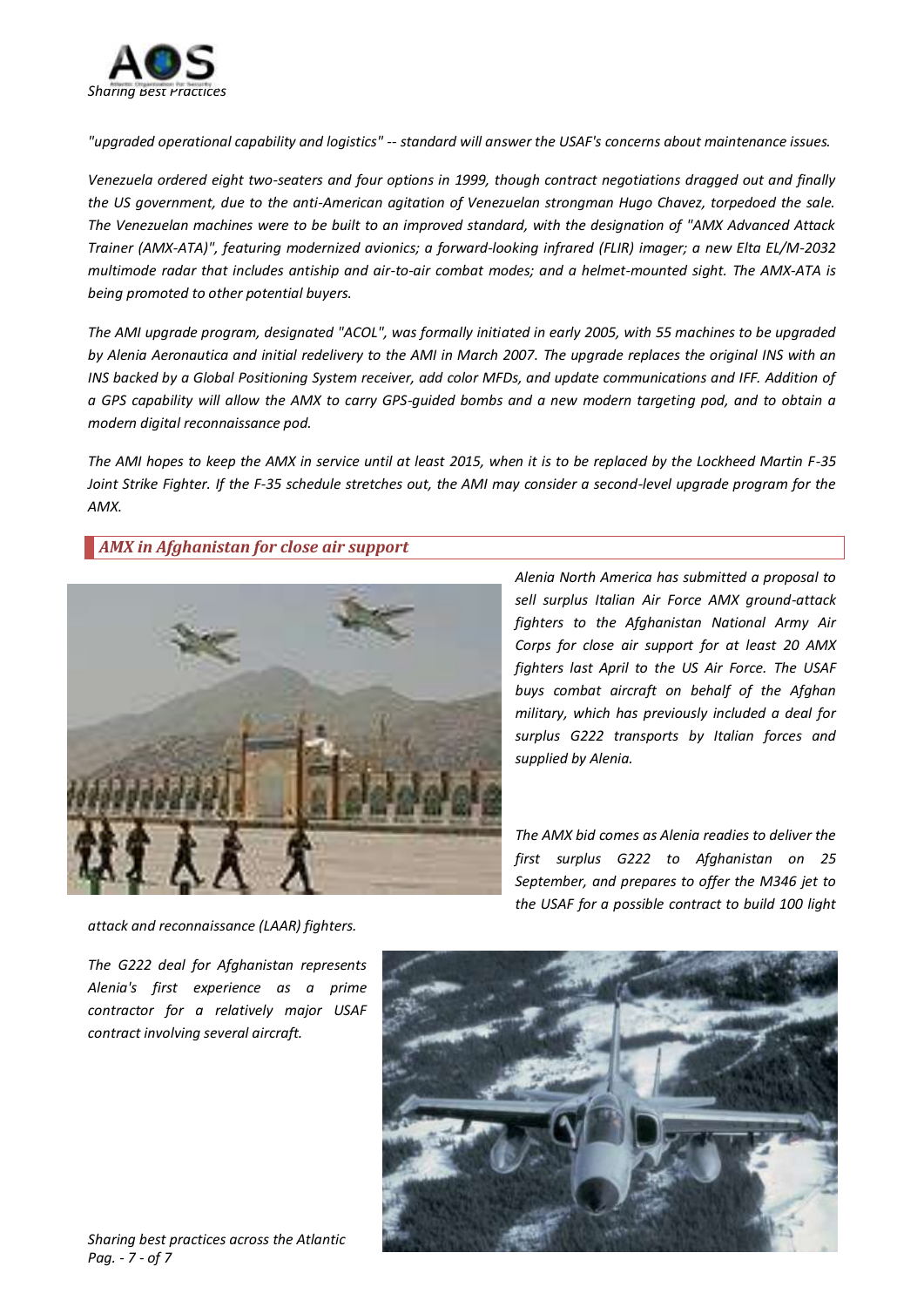*"upgraded operational capability and logistics" -- standard will answer the USAF's concerns about maintenance issues.*

*Venezuela ordered eight two-seaters and four options in 1999, though contract negotiations dragged out and finally the US government, due to the anti-American agitation of Venezuelan strongman Hugo Chavez, torpedoed the sale. The Venezuelan machines were to be built to an improved standard, with the designation of "AMX Advanced Attack Trainer (AMX-ATA)", featuring modernized avionics; a forward-looking infrared (FLIR) imager; a new Elta EL/M-2032 multimode radar that includes antiship and air-to-air combat modes; and a helmet-mounted sight. The AMX-ATA is being promoted to other potential buyers.*

*The AMI upgrade program, designated "ACOL", was formally initiated in early 2005, with 55 machines to be upgraded by Alenia Aeronautica and initial redelivery to the AMI in March 2007. The upgrade replaces the original INS with an INS backed by a Global Positioning System receiver, add color MFDs, and update communications and IFF. Addition of a GPS capability will allow the AMX to carry GPS-guided bombs and a new modern targeting pod, and to obtain a modern digital reconnaissance pod.*

*The AMI hopes to keep the AMX in service until at least 2015, when it is to be replaced by the Lockheed Martin F-35 Joint Strike Fighter. If the F-35 schedule stretches out, the AMI may consider a second-level upgrade program for the AMX.*

## *AMX in Afghanistan for close air support*

*Alenia North America has submitted a proposal to sell surplus Italian Air Force AMX ground-attack fighters to the Afghanistan National Army Air Corps for close air support for at least 20 AMX fighters last April to the US Air Force. The USAF buys combat aircraft on behalf of the Afghan military, which has previously included a deal for surplus G222 transports by Italian forces and supplied by Alenia.*

*The AMX bid comes as Alenia readies to deliver the first surplus G222 to Afghanistan on 25 September, and prepares to offer the M346 jet to the USAF for a possible contract to build 100 light attack and reconnaissance (LAAR) fighters.*

*The G222 deal for Afghanistan represents Alenia's first experience as a prime contractor for a relatively major USAF contract involving several aircraft.*